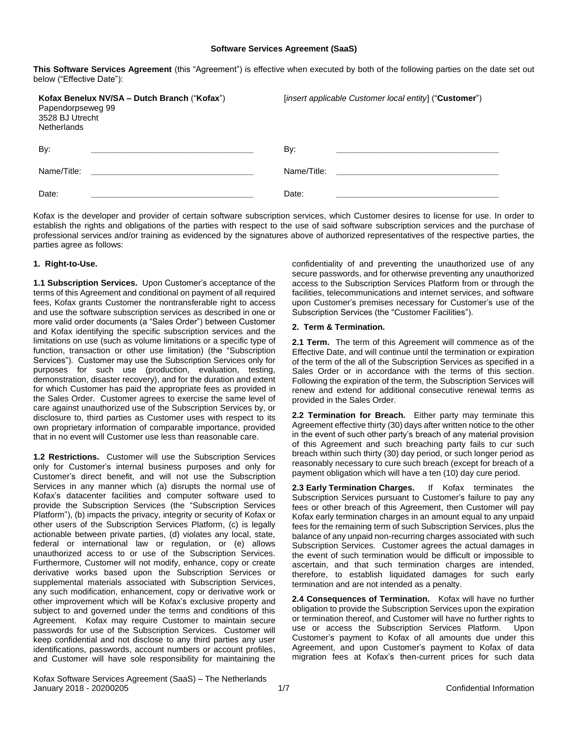# Software Services Agreement (SaaS)

**This Software Services Agreement** (this "Agreement") is effective when executed by both of the following parties on the date set out below ("Effective Date"):

| **Kofax Benelux NV/SA – Dutch Branch** ("**Kofax**")<br>Papendorpseweg 99<br>3528 BJ Utrecht<br>Netherlands | [*insert applicable Customer local entity*] ("**Customer**") |
|---|---|
| By: ______________________ | By: ______________________ |
| Name/Title: ______________________ | Name/Title: ______________________ |
| Date: ______________________ | Date: ______________________ |

Kofax is the developer and provider of certain software subscription services, which Customer desires to license for use. In order to establish the rights and obligations of the parties with respect to the use of said software subscription services and the purchase of professional services and/or training as evidenced by the signatures above of authorized representatives of the respective parties, the parties agree as follows:

## 1. Right-to-Use.

**1.1 Subscription Services.** Upon Customer's acceptance of the terms of this Agreement and conditional on payment of all required fees, Kofax grants Customer the nontransferable right to access and use the software subscription services as described in one or more valid order documents (a "Sales Order") between Customer and Kofax identifying the specific subscription services and the limitations on use (such as volume limitations or a specific type of function, transaction or other use limitation) (the "Subscription Services"). Customer may use the Subscription Services only for purposes for such use (production, evaluation, testing, demonstration, disaster recovery), and for the duration and extent for which Customer has paid the appropriate fees as provided in the Sales Order. Customer agrees to exercise the same level of care against unauthorized use of the Subscription Services by, or disclosure to, third parties as Customer uses with respect to its own proprietary information of comparable importance, provided that in no event will Customer use less than reasonable care.

**1.2 Restrictions.** Customer will use the Subscription Services only for Customer's internal business purposes and only for Customer's direct benefit, and will not use the Subscription Services in any manner which (a) disrupts the normal use of Kofax's datacenter facilities and computer software used to provide the Subscription Services (the "Subscription Services Platform"), (b) impacts the privacy, integrity or security of Kofax or other users of the Subscription Services Platform, (c) is legally actionable between private parties, (d) violates any local, state, federal or international law or regulation, or (e) allows unauthorized access to or use of the Subscription Services. Furthermore, Customer will not modify, enhance, copy or create derivative works based upon the Subscription Services or supplemental materials associated with Subscription Services, any such modification, enhancement, copy or derivative work or other improvement which will be Kofax's exclusive property and subject to and governed under the terms and conditions of this Agreement. Kofax may require Customer to maintain secure passwords for use of the Subscription Services. Customer will keep confidential and not disclose to any third parties any user identifications, passwords, account numbers or account profiles, and Customer will have sole responsibility for maintaining the confidentiality of and preventing the unauthorized use of any secure passwords, and for otherwise preventing any unauthorized access to the Subscription Services Platform from or through the facilities, telecommunications and internet services, and software upon Customer's premises necessary for Customer's use of the Subscription Services (the "Customer Facilities").

## 2. Term & Termination.

**2.1 Term.** The term of this Agreement will commence as of the Effective Date, and will continue until the termination or expiration of the term of the all of the Subscription Services as specified in a Sales Order or in accordance with the terms of this section. Following the expiration of the term, the Subscription Services will renew and extend for additional consecutive renewal terms as provided in the Sales Order.

**2.2 Termination for Breach.** Either party may terminate this Agreement effective thirty (30) days after written notice to the other in the event of such other party's breach of any material provision of this Agreement and such breaching party fails to cur such breach within such thirty (30) day period, or such longer period as reasonably necessary to cure such breach (except for breach of a payment obligation which will have a ten (10) day cure period.

**2.3 Early Termination Charges.** If Kofax terminates the Subscription Services pursuant to Customer's failure to pay any fees or other breach of this Agreement, then Customer will pay Kofax early termination charges in an amount equal to any unpaid fees for the remaining term of such Subscription Services, plus the balance of any unpaid non-recurring charges associated with such Subscription Services. Customer agrees the actual damages in the event of such termination would be difficult or impossible to ascertain, and that such termination charges are intended, therefore, to establish liquidated damages for such early termination and are not intended as a penalty.

**2.4 Consequences of Termination.** Kofax will have no further obligation to provide the Subscription Services upon the expiration or termination thereof, and Customer will have no further rights to use or access the Subscription Services Platform. Upon Customer's payment to Kofax of all amounts due under this Agreement, and upon Customer's payment to Kofax of data migration fees at Kofax's then-current prices for such data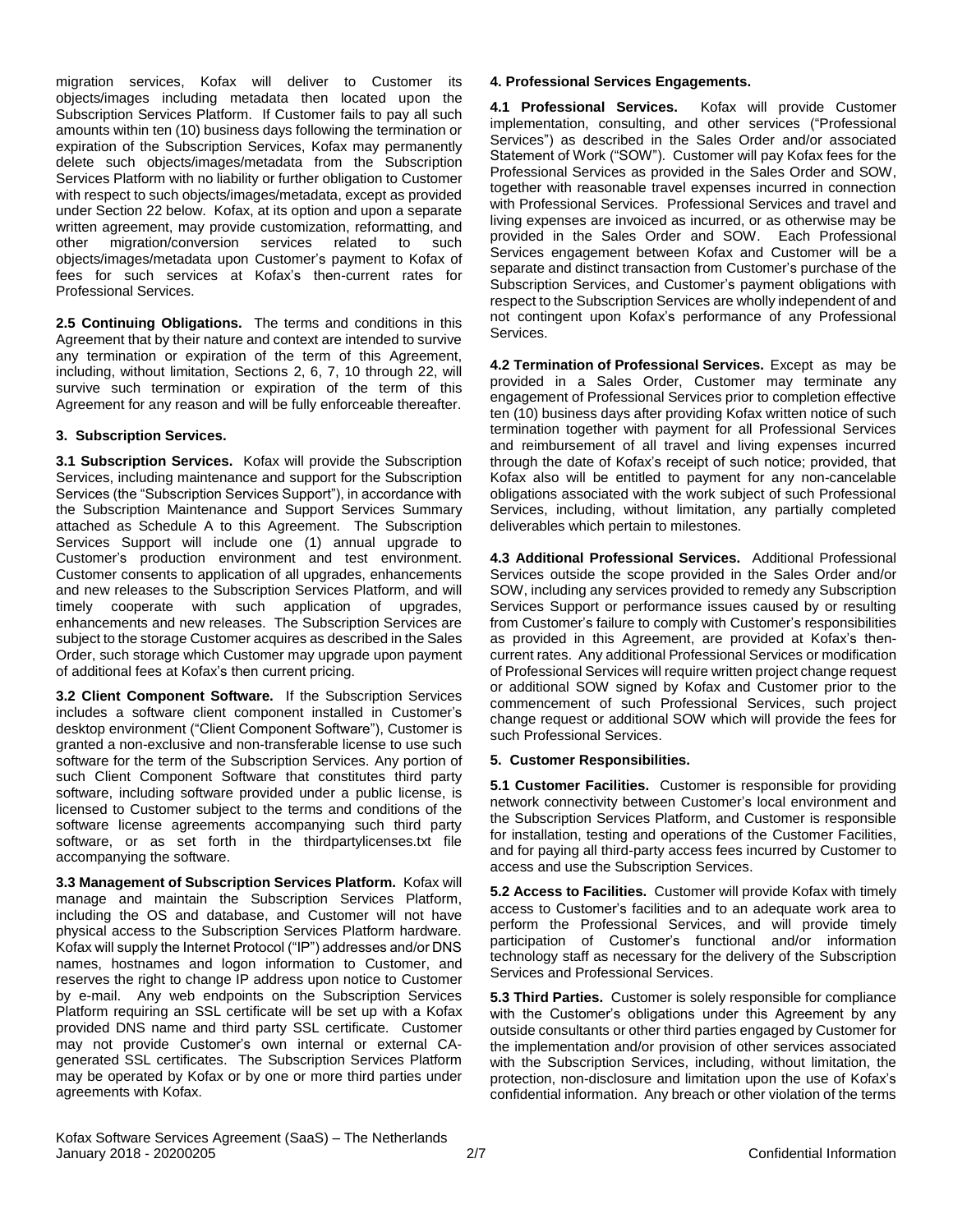migration services, Kofax will deliver to Customer its objects/images including metadata then located upon the Subscription Services Platform. If Customer fails to pay all such amounts within ten (10) business days following the termination or expiration of the Subscription Services, Kofax may permanently delete such objects/images/metadata from the Subscription Services Platform with no liability or further obligation to Customer with respect to such objects/images/metadata, except as provided under Section 22 below. Kofax, at its option and upon a separate written agreement, may provide customization, reformatting, and other migration/conversion services related to such objects/images/metadata upon Customer's payment to Kofax of fees for such services at Kofax's then-current rates for Professional Services.

**2.5 Continuing Obligations.** The terms and conditions in this Agreement that by their nature and context are intended to survive any termination or expiration of the term of this Agreement, including, without limitation, Sections 2, 6, 7, 10 through 22, will survive such termination or expiration of the term of this Agreement for any reason and will be fully enforceable thereafter.

## 3. Subscription Services.

**3.1 Subscription Services.** Kofax will provide the Subscription Services, including maintenance and support for the Subscription Services (the "Subscription Services Support"), in accordance with the Subscription Maintenance and Support Services Summary attached as Schedule A to this Agreement. The Subscription Services Support will include one (1) annual upgrade to Customer's production environment and test environment. Customer consents to application of all upgrades, enhancements and new releases to the Subscription Services Platform, and will timely cooperate with such application of upgrades, enhancements and new releases. The Subscription Services are subject to the storage Customer acquires as described in the Sales Order, such storage which Customer may upgrade upon payment of additional fees at Kofax's then current pricing.

**3.2 Client Component Software.** If the Subscription Services includes a software client component installed in Customer's desktop environment ("Client Component Software"), Customer is granted a non-exclusive and non-transferable license to use such software for the term of the Subscription Services. Any portion of such Client Component Software that constitutes third party software, including software provided under a public license, is licensed to Customer subject to the terms and conditions of the software license agreements accompanying such third party software, or as set forth in the thirdpartylicenses.txt file accompanying the software.

**3.3 Management of Subscription Services Platform.** Kofax will manage and maintain the Subscription Services Platform, including the OS and database, and Customer will not have physical access to the Subscription Services Platform hardware. Kofax will supply the Internet Protocol ("IP") addresses and/or DNS names, hostnames and logon information to Customer, and reserves the right to change IP address upon notice to Customer by e-mail. Any web endpoints on the Subscription Services Platform requiring an SSL certificate will be set up with a Kofax provided DNS name and third party SSL certificate. Customer may not provide Customer's own internal or external CA-generated SSL certificates. The Subscription Services Platform may be operated by Kofax or by one or more third parties under agreements with Kofax.

## 4. Professional Services Engagements.

**4.1 Professional Services.** Kofax will provide Customer implementation, consulting, and other services ("Professional Services") as described in the Sales Order and/or associated Statement of Work ("SOW"). Customer will pay Kofax fees for the Professional Services as provided in the Sales Order and SOW, together with reasonable travel expenses incurred in connection with Professional Services. Professional Services and travel and living expenses are invoiced as incurred, or as otherwise may be provided in the Sales Order and SOW. Each Professional Services engagement between Kofax and Customer will be a separate and distinct transaction from Customer's purchase of the Subscription Services, and Customer's payment obligations with respect to the Subscription Services are wholly independent of and not contingent upon Kofax's performance of any Professional Services.

**4.2 Termination of Professional Services.** Except as may be provided in a Sales Order, Customer may terminate any engagement of Professional Services prior to completion effective ten (10) business days after providing Kofax written notice of such termination together with payment for all Professional Services and reimbursement of all travel and living expenses incurred through the date of Kofax's receipt of such notice; provided, that Kofax also will be entitled to payment for any non-cancelable obligations associated with the work subject of such Professional Services, including, without limitation, any partially completed deliverables which pertain to milestones.

**4.3 Additional Professional Services.** Additional Professional Services outside the scope provided in the Sales Order and/or SOW, including any services provided to remedy any Subscription Services Support or performance issues caused by or resulting from Customer's failure to comply with Customer's responsibilities as provided in this Agreement, are provided at Kofax's then-current rates. Any additional Professional Services or modification of Professional Services will require written project change request or additional SOW signed by Kofax and Customer prior to the commencement of such Professional Services, such project change request or additional SOW which will provide the fees for such Professional Services.

## 5. Customer Responsibilities.

**5.1 Customer Facilities.** Customer is responsible for providing network connectivity between Customer's local environment and the Subscription Services Platform, and Customer is responsible for installation, testing and operations of the Customer Facilities, and for paying all third-party access fees incurred by Customer to access and use the Subscription Services.

**5.2 Access to Facilities.** Customer will provide Kofax with timely access to Customer's facilities and to an adequate work area to perform the Professional Services, and will provide timely participation of Customer's functional and/or information technology staff as necessary for the delivery of the Subscription Services and Professional Services.

**5.3 Third Parties.** Customer is solely responsible for compliance with the Customer's obligations under this Agreement by any outside consultants or other third parties engaged by Customer for the implementation and/or provision of other services associated with the Subscription Services, including, without limitation, the protection, non-disclosure and limitation upon the use of Kofax's confidential information. Any breach or other violation of the terms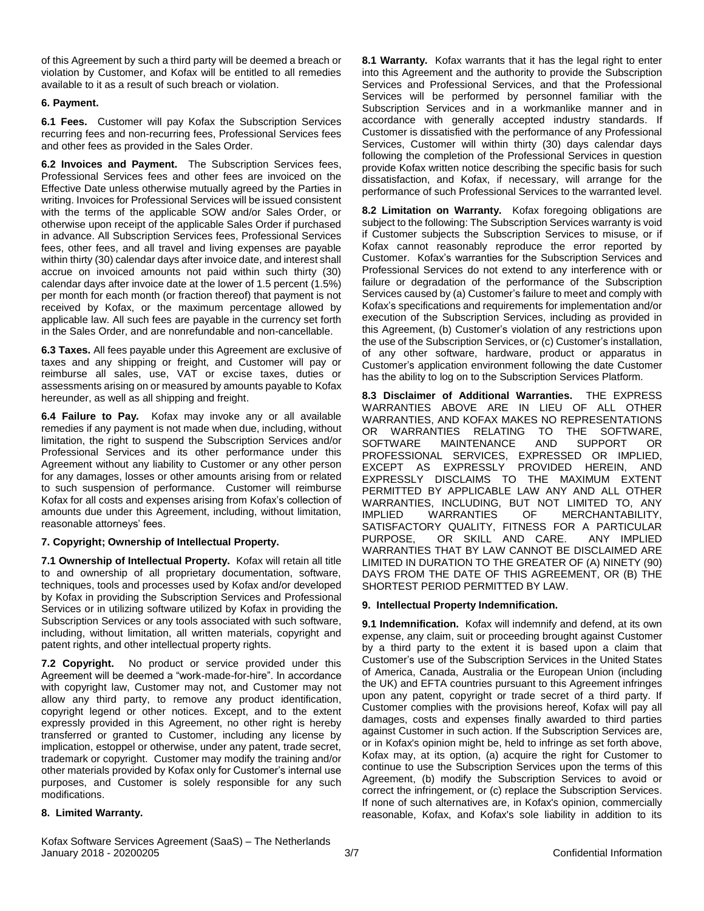of this Agreement by such a third party will be deemed a breach or violation by Customer, and Kofax will be entitled to all remedies available to it as a result of such breach or violation.

**6. Payment.**

**6.1 Fees.** Customer will pay Kofax the Subscription Services recurring fees and non-recurring fees, Professional Services fees and other fees as provided in the Sales Order.

**6.2 Invoices and Payment.** The Subscription Services fees, Professional Services fees and other fees are invoiced on the Effective Date unless otherwise mutually agreed by the Parties in writing. Invoices for Professional Services will be issued consistent with the terms of the applicable SOW and/or Sales Order, or otherwise upon receipt of the applicable Sales Order if purchased in advance. All Subscription Services fees, Professional Services fees, other fees, and all travel and living expenses are payable within thirty (30) calendar days after invoice date, and interest shall accrue on invoiced amounts not paid within such thirty (30) calendar days after invoice date at the lower of 1.5 percent (1.5%) per month for each month (or fraction thereof) that payment is not received by Kofax, or the maximum percentage allowed by applicable law. All such fees are payable in the currency set forth in the Sales Order, and are nonrefundable and non-cancellable.

**6.3 Taxes.** All fees payable under this Agreement are exclusive of taxes and any shipping or freight, and Customer will pay or reimburse all sales, use, VAT or excise taxes, duties or assessments arising on or measured by amounts payable to Kofax hereunder, as well as all shipping and freight.

**6.4 Failure to Pay.** Kofax may invoke any or all available remedies if any payment is not made when due, including, without limitation, the right to suspend the Subscription Services and/or Professional Services and its other performance under this Agreement without any liability to Customer or any other person for any damages, losses or other amounts arising from or related to such suspension of performance. Customer will reimburse Kofax for all costs and expenses arising from Kofax's collection of amounts due under this Agreement, including, without limitation, reasonable attorneys' fees.

**7. Copyright; Ownership of Intellectual Property.**

**7.1 Ownership of Intellectual Property.** Kofax will retain all title to and ownership of all proprietary documentation, software, techniques, tools and processes used by Kofax and/or developed by Kofax in providing the Subscription Services and Professional Services or in utilizing software utilized by Kofax in providing the Subscription Services or any tools associated with such software, including, without limitation, all written materials, copyright and patent rights, and other intellectual property rights.

**7.2 Copyright.** No product or service provided under this Agreement will be deemed a "work-made-for-hire". In accordance with copyright law, Customer may not, and Customer may not allow any third party, to remove any product identification, copyright legend or other notices. Except, and to the extent expressly provided in this Agreement, no other right is hereby transferred or granted to Customer, including any license by implication, estoppel or otherwise, under any patent, trade secret, trademark or copyright. Customer may modify the training and/or other materials provided by Kofax only for Customer's internal use purposes, and Customer is solely responsible for any such modifications.

**8. Limited Warranty.**

**8.1 Warranty.** Kofax warrants that it has the legal right to enter into this Agreement and the authority to provide the Subscription Services and Professional Services, and that the Professional Services will be performed by personnel familiar with the Subscription Services and in a workmanlike manner and in accordance with generally accepted industry standards. If Customer is dissatisfied with the performance of any Professional Services, Customer will within thirty (30) days calendar days following the completion of the Professional Services in question provide Kofax written notice describing the specific basis for such dissatisfaction, and Kofax, if necessary, will arrange for the performance of such Professional Services to the warranted level.

**8.2 Limitation on Warranty.** Kofax foregoing obligations are subject to the following: The Subscription Services warranty is void if Customer subjects the Subscription Services to misuse, or if Kofax cannot reasonably reproduce the error reported by Customer. Kofax's warranties for the Subscription Services and Professional Services do not extend to any interference with or failure or degradation of the performance of the Subscription Services caused by (a) Customer's failure to meet and comply with Kofax's specifications and requirements for implementation and/or execution of the Subscription Services, including as provided in this Agreement, (b) Customer's violation of any restrictions upon the use of the Subscription Services, or (c) Customer's installation, of any other software, hardware, product or apparatus in Customer's application environment following the date Customer has the ability to log on to the Subscription Services Platform.

**8.3 Disclaimer of Additional Warranties.** THE EXPRESS WARRANTIES ABOVE ARE IN LIEU OF ALL OTHER WARRANTIES, AND KOFAX MAKES NO REPRESENTATIONS OR WARRANTIES RELATING TO THE SOFTWARE, SOFTWARE MAINTENANCE AND SUPPORT OR PROFESSIONAL SERVICES, EXPRESSED OR IMPLIED, EXCEPT AS EXPRESSLY PROVIDED HEREIN, AND EXPRESSLY DISCLAIMS TO THE MAXIMUM EXTENT PERMITTED BY APPLICABLE LAW ANY AND ALL OTHER WARRANTIES, INCLUDING, BUT NOT LIMITED TO, ANY IMPLIED WARRANTIES OF MERCHANTABILITY, SATISFACTORY QUALITY, FITNESS FOR A PARTICULAR PURPOSE, OR SKILL AND CARE. ANY IMPLIED WARRANTIES THAT BY LAW CANNOT BE DISCLAIMED ARE LIMITED IN DURATION TO THE GREATER OF (A) NINETY (90) DAYS FROM THE DATE OF THIS AGREEMENT, OR (B) THE SHORTEST PERIOD PERMITTED BY LAW.

**9. Intellectual Property Indemnification.**

**9.1 Indemnification.** Kofax will indemnify and defend, at its own expense, any claim, suit or proceeding brought against Customer by a third party to the extent it is based upon a claim that Customer's use of the Subscription Services in the United States of America, Canada, Australia or the European Union (including the UK) and EFTA countries pursuant to this Agreement infringes upon any patent, copyright or trade secret of a third party. If Customer complies with the provisions hereof, Kofax will pay all damages, costs and expenses finally awarded to third parties against Customer in such action. If the Subscription Services are, or in Kofax's opinion might be, held to infringe as set forth above, Kofax may, at its option, (a) acquire the right for Customer to continue to use the Subscription Services upon the terms of this Agreement, (b) modify the Subscription Services to avoid or correct the infringement, or (c) replace the Subscription Services. If none of such alternatives are, in Kofax's opinion, commercially reasonable, Kofax, and Kofax's sole liability in addition to its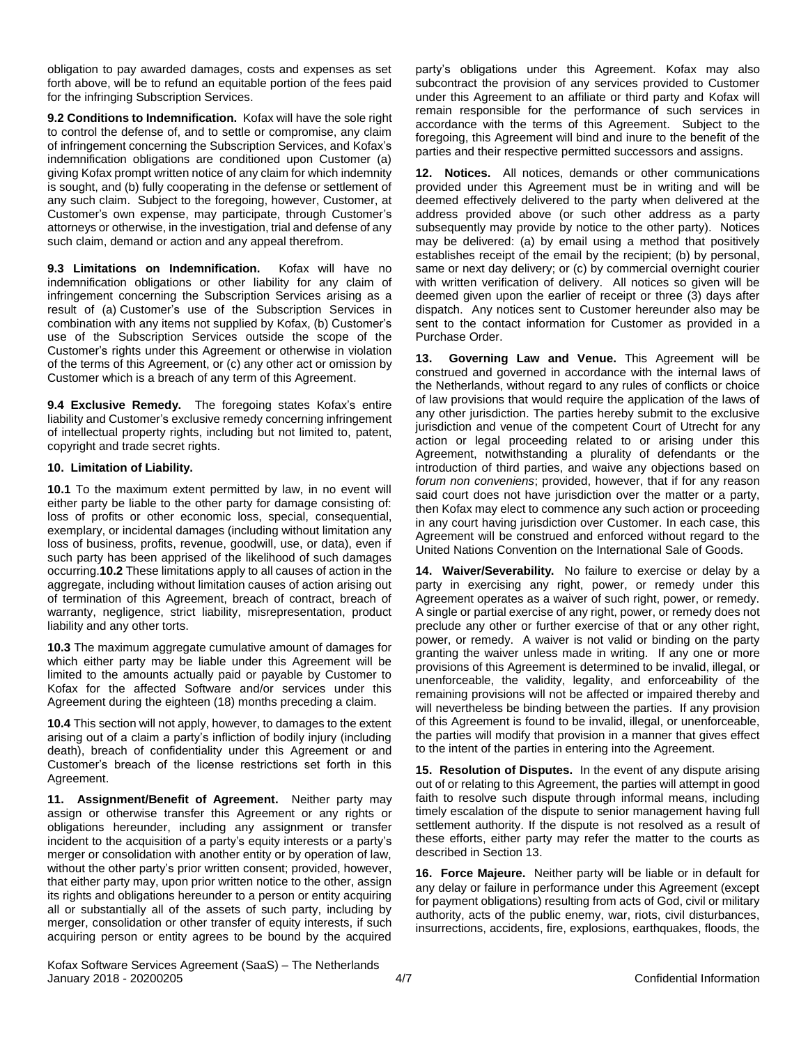obligation to pay awarded damages, costs and expenses as set forth above, will be to refund an equitable portion of the fees paid for the infringing Subscription Services.

**9.2 Conditions to Indemnification.** Kofax will have the sole right to control the defense of, and to settle or compromise, any claim of infringement concerning the Subscription Services, and Kofax's indemnification obligations are conditioned upon Customer (a) giving Kofax prompt written notice of any claim for which indemnity is sought, and (b) fully cooperating in the defense or settlement of any such claim. Subject to the foregoing, however, Customer, at Customer's own expense, may participate, through Customer's attorneys or otherwise, in the investigation, trial and defense of any such claim, demand or action and any appeal therefrom.

**9.3 Limitations on Indemnification.** Kofax will have no indemnification obligations or other liability for any claim of infringement concerning the Subscription Services arising as a result of (a) Customer's use of the Subscription Services in combination with any items not supplied by Kofax, (b) Customer's use of the Subscription Services outside the scope of the Customer's rights under this Agreement or otherwise in violation of the terms of this Agreement, or (c) any other act or omission by Customer which is a breach of any term of this Agreement.

**9.4 Exclusive Remedy.** The foregoing states Kofax's entire liability and Customer's exclusive remedy concerning infringement of intellectual property rights, including but not limited to, patent, copyright and trade secret rights.

**10. Limitation of Liability.**

**10.1** To the maximum extent permitted by law, in no event will either party be liable to the other party for damage consisting of: loss of profits or other economic loss, special, consequential, exemplary, or incidental damages (including without limitation any loss of business, profits, revenue, goodwill, use, or data), even if such party has been apprised of the likelihood of such damages occurring.**10.2** These limitations apply to all causes of action in the aggregate, including without limitation causes of action arising out of termination of this Agreement, breach of contract, breach of warranty, negligence, strict liability, misrepresentation, product liability and any other torts.

**10.3** The maximum aggregate cumulative amount of damages for which either party may be liable under this Agreement will be limited to the amounts actually paid or payable by Customer to Kofax for the affected Software and/or services under this Agreement during the eighteen (18) months preceding a claim.

**10.4** This section will not apply, however, to damages to the extent arising out of a claim a party's infliction of bodily injury (including death), breach of confidentiality under this Agreement or and Customer's breach of the license restrictions set forth in this Agreement.

**11. Assignment/Benefit of Agreement.** Neither party may assign or otherwise transfer this Agreement or any rights or obligations hereunder, including any assignment or transfer incident to the acquisition of a party's equity interests or a party's merger or consolidation with another entity or by operation of law, without the other party's prior written consent; provided, however, that either party may, upon prior written notice to the other, assign its rights and obligations hereunder to a person or entity acquiring all or substantially all of the assets of such party, including by merger, consolidation or other transfer of equity interests, if such acquiring person or entity agrees to be bound by the acquired party's obligations under this Agreement. Kofax may also subcontract the provision of any services provided to Customer under this Agreement to an affiliate or third party and Kofax will remain responsible for the performance of such services in accordance with the terms of this Agreement. Subject to the foregoing, this Agreement will bind and inure to the benefit of the parties and their respective permitted successors and assigns.

**12. Notices.** All notices, demands or other communications provided under this Agreement must be in writing and will be deemed effectively delivered to the party when delivered at the address provided above (or such other address as a party subsequently may provide by notice to the other party). Notices may be delivered: (a) by email using a method that positively establishes receipt of the email by the recipient; (b) by personal, same or next day delivery; or (c) by commercial overnight courier with written verification of delivery. All notices so given will be deemed given upon the earlier of receipt or three (3) days after dispatch. Any notices sent to Customer hereunder also may be sent to the contact information for Customer as provided in a Purchase Order.

**13. Governing Law and Venue.** This Agreement will be construed and governed in accordance with the internal laws of the Netherlands, without regard to any rules of conflicts or choice of law provisions that would require the application of the laws of any other jurisdiction. The parties hereby submit to the exclusive jurisdiction and venue of the competent Court of Utrecht for any action or legal proceeding related to or arising under this Agreement, notwithstanding a plurality of defendants or the introduction of third parties, and waive any objections based on *forum non conveniens*; provided, however, that if for any reason said court does not have jurisdiction over the matter or a party, then Kofax may elect to commence any such action or proceeding in any court having jurisdiction over Customer. In each case, this Agreement will be construed and enforced without regard to the United Nations Convention on the International Sale of Goods.

**14. Waiver/Severability.** No failure to exercise or delay by a party in exercising any right, power, or remedy under this Agreement operates as a waiver of such right, power, or remedy. A single or partial exercise of any right, power, or remedy does not preclude any other or further exercise of that or any other right, power, or remedy. A waiver is not valid or binding on the party granting the waiver unless made in writing. If any one or more provisions of this Agreement is determined to be invalid, illegal, or unenforceable, the validity, legality, and enforceability of the remaining provisions will not be affected or impaired thereby and will nevertheless be binding between the parties. If any provision of this Agreement is found to be invalid, illegal, or unenforceable, the parties will modify that provision in a manner that gives effect to the intent of the parties in entering into the Agreement.

**15. Resolution of Disputes.** In the event of any dispute arising out of or relating to this Agreement, the parties will attempt in good faith to resolve such dispute through informal means, including timely escalation of the dispute to senior management having full settlement authority. If the dispute is not resolved as a result of these efforts, either party may refer the matter to the courts as described in Section 13.

**16. Force Majeure.** Neither party will be liable or in default for any delay or failure in performance under this Agreement (except for payment obligations) resulting from acts of God, civil or military authority, acts of the public enemy, war, riots, civil disturbances, insurrections, accidents, fire, explosions, earthquakes, floods, the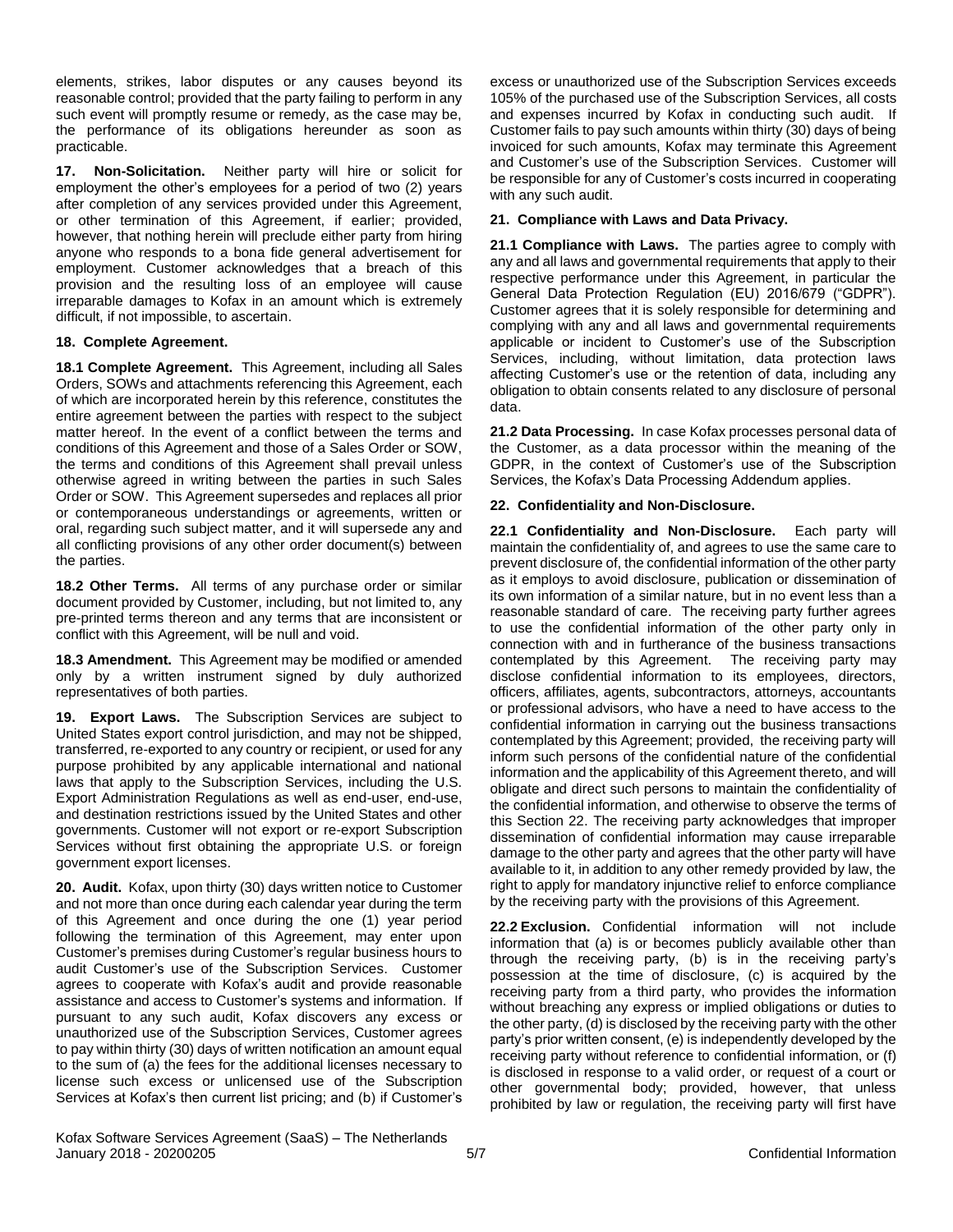elements, strikes, labor disputes or any causes beyond its reasonable control; provided that the party failing to perform in any such event will promptly resume or remedy, as the case may be, the performance of its obligations hereunder as soon as practicable.

**17. Non-Solicitation.** Neither party will hire or solicit for employment the other's employees for a period of two (2) years after completion of any services provided under this Agreement, or other termination of this Agreement, if earlier; provided, however, that nothing herein will preclude either party from hiring anyone who responds to a bona fide general advertisement for employment. Customer acknowledges that a breach of this provision and the resulting loss of an employee will cause irreparable damages to Kofax in an amount which is extremely difficult, if not impossible, to ascertain.

**18. Complete Agreement.**

**18.1 Complete Agreement.** This Agreement, including all Sales Orders, SOWs and attachments referencing this Agreement, each of which are incorporated herein by this reference, constitutes the entire agreement between the parties with respect to the subject matter hereof. In the event of a conflict between the terms and conditions of this Agreement and those of a Sales Order or SOW, the terms and conditions of this Agreement shall prevail unless otherwise agreed in writing between the parties in such Sales Order or SOW. This Agreement supersedes and replaces all prior or contemporaneous understandings or agreements, written or oral, regarding such subject matter, and it will supersede any and all conflicting provisions of any other order document(s) between the parties.

**18.2 Other Terms.** All terms of any purchase order or similar document provided by Customer, including, but not limited to, any pre-printed terms thereon and any terms that are inconsistent or conflict with this Agreement, will be null and void.

**18.3 Amendment.** This Agreement may be modified or amended only by a written instrument signed by duly authorized representatives of both parties.

**19. Export Laws.** The Subscription Services are subject to United States export control jurisdiction, and may not be shipped, transferred, re-exported to any country or recipient, or used for any purpose prohibited by any applicable international and national laws that apply to the Subscription Services, including the U.S. Export Administration Regulations as well as end-user, end-use, and destination restrictions issued by the United States and other governments. Customer will not export or re-export Subscription Services without first obtaining the appropriate U.S. or foreign government export licenses.

**20. Audit.** Kofax, upon thirty (30) days written notice to Customer and not more than once during each calendar year during the term of this Agreement and once during the one (1) year period following the termination of this Agreement, may enter upon Customer's premises during Customer's regular business hours to audit Customer's use of the Subscription Services. Customer agrees to cooperate with Kofax's audit and provide reasonable assistance and access to Customer's systems and information. If pursuant to any such audit, Kofax discovers any excess or unauthorized use of the Subscription Services, Customer agrees to pay within thirty (30) days of written notification an amount equal to the sum of (a) the fees for the additional licenses necessary to license such excess or unlicensed use of the Subscription Services at Kofax's then current list pricing; and (b) if Customer's excess or unauthorized use of the Subscription Services exceeds 105% of the purchased use of the Subscription Services, all costs and expenses incurred by Kofax in conducting such audit. If Customer fails to pay such amounts within thirty (30) days of being invoiced for such amounts, Kofax may terminate this Agreement and Customer's use of the Subscription Services. Customer will be responsible for any of Customer's costs incurred in cooperating with any such audit.

**21. Compliance with Laws and Data Privacy.**

**21.1 Compliance with Laws.** The parties agree to comply with any and all laws and governmental requirements that apply to their respective performance under this Agreement, in particular the General Data Protection Regulation (EU) 2016/679 ("GDPR"). Customer agrees that it is solely responsible for determining and complying with any and all laws and governmental requirements applicable or incident to Customer's use of the Subscription Services, including, without limitation, data protection laws affecting Customer's use or the retention of data, including any obligation to obtain consents related to any disclosure of personal data.

**21.2 Data Processing.** In case Kofax processes personal data of the Customer, as a data processor within the meaning of the GDPR, in the context of Customer's use of the Subscription Services, the Kofax's Data Processing Addendum applies.

**22. Confidentiality and Non-Disclosure.**

**22.1 Confidentiality and Non-Disclosure.** Each party will maintain the confidentiality of, and agrees to use the same care to prevent disclosure of, the confidential information of the other party as it employs to avoid disclosure, publication or dissemination of its own information of a similar nature, but in no event less than a reasonable standard of care. The receiving party further agrees to use the confidential information of the other party only in connection with and in furtherance of the business transactions contemplated by this Agreement. The receiving party may disclose confidential information to its employees, directors, officers, affiliates, agents, subcontractors, attorneys, accountants or professional advisors, who have a need to have access to the confidential information in carrying out the business transactions contemplated by this Agreement; provided, the receiving party will inform such persons of the confidential nature of the confidential information and the applicability of this Agreement thereto, and will obligate and direct such persons to maintain the confidentiality of the confidential information, and otherwise to observe the terms of this Section 22. The receiving party acknowledges that improper dissemination of confidential information may cause irreparable damage to the other party and agrees that the other party will have available to it, in addition to any other remedy provided by law, the right to apply for mandatory injunctive relief to enforce compliance by the receiving party with the provisions of this Agreement.

**22.2 Exclusion.** Confidential information will not include information that (a) is or becomes publicly available other than through the receiving party, (b) is in the receiving party's possession at the time of disclosure, (c) is acquired by the receiving party from a third party, who provides the information without breaching any express or implied obligations or duties to the other party, (d) is disclosed by the receiving party with the other party's prior written consent, (e) is independently developed by the receiving party without reference to confidential information, or (f) is disclosed in response to a valid order, or request of a court or other governmental body; provided, however, that unless prohibited by law or regulation, the receiving party will first have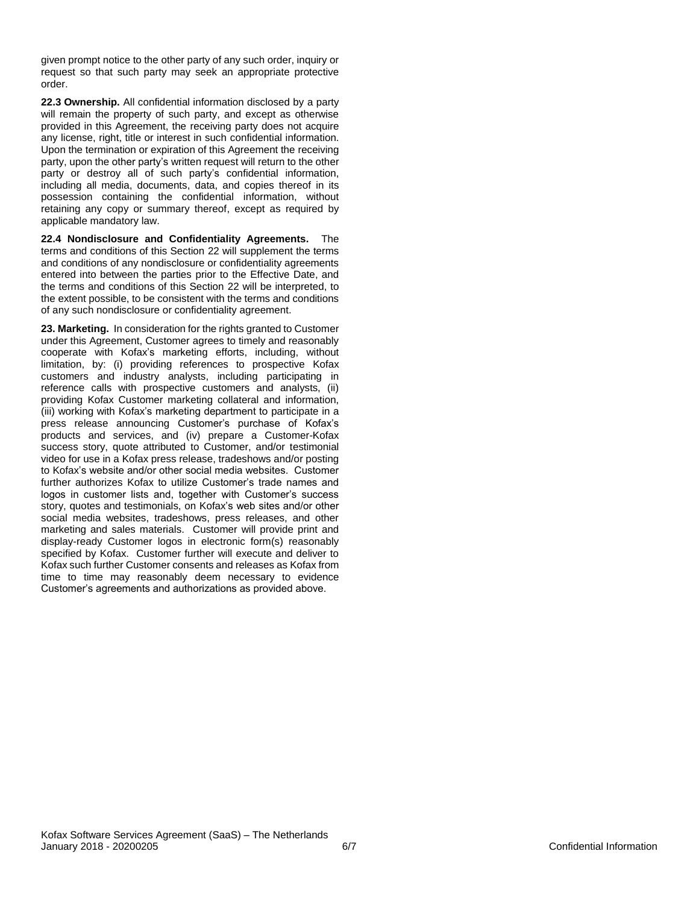given prompt notice to the other party of any such order, inquiry or request so that such party may seek an appropriate protective order.

**22.3 Ownership.** All confidential information disclosed by a party will remain the property of such party, and except as otherwise provided in this Agreement, the receiving party does not acquire any license, right, title or interest in such confidential information. Upon the termination or expiration of this Agreement the receiving party, upon the other party's written request will return to the other party or destroy all of such party's confidential information, including all media, documents, data, and copies thereof in its possession containing the confidential information, without retaining any copy or summary thereof, except as required by applicable mandatory law.

**22.4 Nondisclosure and Confidentiality Agreements.** The terms and conditions of this Section 22 will supplement the terms and conditions of any nondisclosure or confidentiality agreements entered into between the parties prior to the Effective Date, and the terms and conditions of this Section 22 will be interpreted, to the extent possible, to be consistent with the terms and conditions of any such nondisclosure or confidentiality agreement.

**23. Marketing.** In consideration for the rights granted to Customer under this Agreement, Customer agrees to timely and reasonably cooperate with Kofax's marketing efforts, including, without limitation, by: (i) providing references to prospective Kofax customers and industry analysts, including participating in reference calls with prospective customers and analysts, (ii) providing Kofax Customer marketing collateral and information, (iii) working with Kofax's marketing department to participate in a press release announcing Customer's purchase of Kofax's products and services, and (iv) prepare a Customer-Kofax success story, quote attributed to Customer, and/or testimonial video for use in a Kofax press release, tradeshows and/or posting to Kofax's website and/or other social media websites. Customer further authorizes Kofax to utilize Customer's trade names and logos in customer lists and, together with Customer's success story, quotes and testimonials, on Kofax's web sites and/or other social media websites, tradeshows, press releases, and other marketing and sales materials. Customer will provide print and display-ready Customer logos in electronic form(s) reasonably specified by Kofax. Customer further will execute and deliver to Kofax such further Customer consents and releases as Kofax from time to time may reasonably deem necessary to evidence Customer's agreements and authorizations as provided above.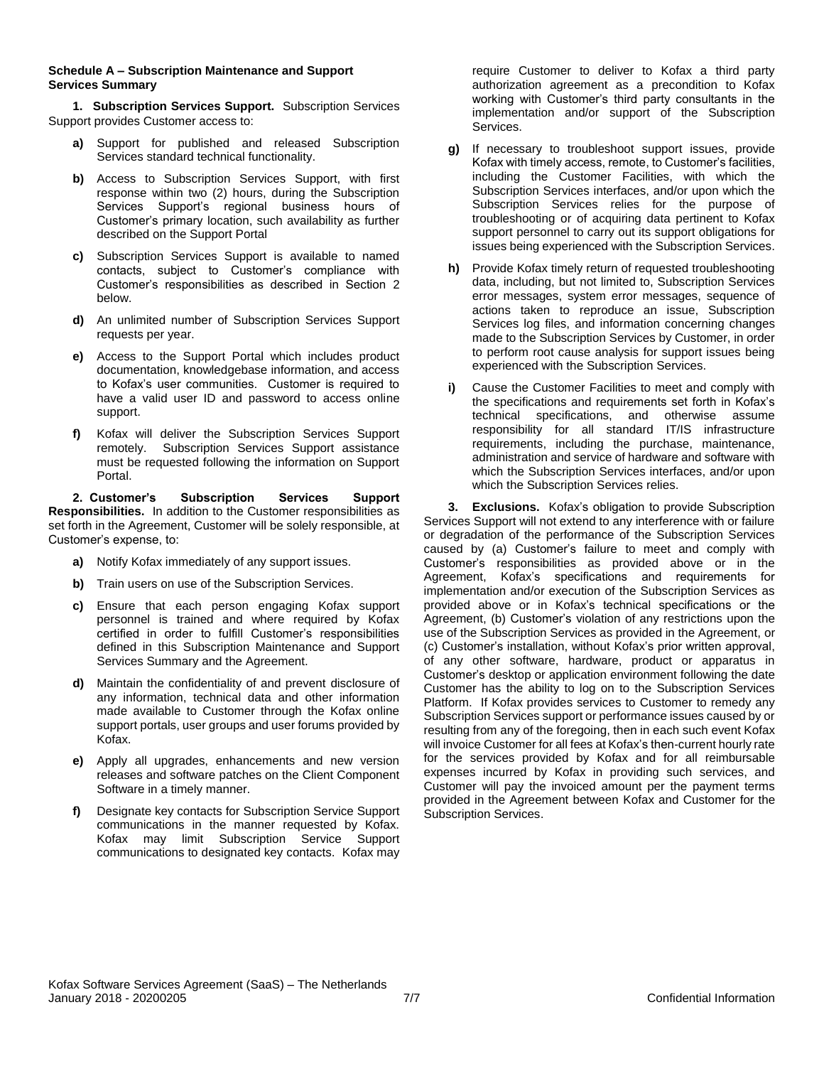**Schedule A – Subscription Maintenance and Support Services Summary**

**1. Subscription Services Support.** Subscription Services Support provides Customer access to:

- **a)** Support for published and released Subscription Services standard technical functionality.
- **b)** Access to Subscription Services Support, with first response within two (2) hours, during the Subscription Services Support's regional business hours of Customer's primary location, such availability as further described on the Support Portal
- **c)** Subscription Services Support is available to named contacts, subject to Customer's compliance with Customer's responsibilities as described in Section 2 below.
- **d)** An unlimited number of Subscription Services Support requests per year.
- **e)** Access to the Support Portal which includes product documentation, knowledgebase information, and access to Kofax's user communities. Customer is required to have a valid user ID and password to access online support.
- **f)** Kofax will deliver the Subscription Services Support remotely. Subscription Services Support assistance must be requested following the information on Support Portal.

**2. Customer's Subscription Services Support Responsibilities.** In addition to the Customer responsibilities as set forth in the Agreement, Customer will be solely responsible, at Customer's expense, to:

- **a)** Notify Kofax immediately of any support issues.
- **b)** Train users on use of the Subscription Services.
- **c)** Ensure that each person engaging Kofax support personnel is trained and where required by Kofax certified in order to fulfill Customer's responsibilities defined in this Subscription Maintenance and Support Services Summary and the Agreement.
- **d)** Maintain the confidentiality of and prevent disclosure of any information, technical data and other information made available to Customer through the Kofax online support portals, user groups and user forums provided by Kofax.
- **e)** Apply all upgrades, enhancements and new version releases and software patches on the Client Component Software in a timely manner.
- **f)** Designate key contacts for Subscription Service Support communications in the manner requested by Kofax. Kofax may limit Subscription Service Support communications to designated key contacts. Kofax may require Customer to deliver to Kofax a third party authorization agreement as a precondition to Kofax working with Customer's third party consultants in the implementation and/or support of the Subscription Services.
- **g)** If necessary to troubleshoot support issues, provide Kofax with timely access, remote, to Customer's facilities, including the Customer Facilities, with which the Subscription Services interfaces, and/or upon which the Subscription Services relies for the purpose of troubleshooting or of acquiring data pertinent to Kofax support personnel to carry out its support obligations for issues being experienced with the Subscription Services.
- **h)** Provide Kofax timely return of requested troubleshooting data, including, but not limited to, Subscription Services error messages, system error messages, sequence of actions taken to reproduce an issue, Subscription Services log files, and information concerning changes made to the Subscription Services by Customer, in order to perform root cause analysis for support issues being experienced with the Subscription Services.
- **i)** Cause the Customer Facilities to meet and comply with the specifications and requirements set forth in Kofax's technical specifications, and otherwise assume responsibility for all standard IT/IS infrastructure requirements, including the purchase, maintenance, administration and service of hardware and software with which the Subscription Services interfaces, and/or upon which the Subscription Services relies.

**3. Exclusions.** Kofax's obligation to provide Subscription Services Support will not extend to any interference with or failure or degradation of the performance of the Subscription Services caused by (a) Customer's failure to meet and comply with Customer's responsibilities as provided above or in the Agreement, Kofax's specifications and requirements for implementation and/or execution of the Subscription Services as provided above or in Kofax's technical specifications or the Agreement, (b) Customer's violation of any restrictions upon the use of the Subscription Services as provided in the Agreement, or (c) Customer's installation, without Kofax's prior written approval, of any other software, hardware, product or apparatus in Customer's desktop or application environment following the date Customer has the ability to log on to the Subscription Services Platform. If Kofax provides services to Customer to remedy any Subscription Services support or performance issues caused by or resulting from any of the foregoing, then in each such event Kofax will invoice Customer for all fees at Kofax's then-current hourly rate for the services provided by Kofax and for all reimbursable expenses incurred by Kofax in providing such services, and Customer will pay the invoiced amount per the payment terms provided in the Agreement between Kofax and Customer for the Subscription Services.